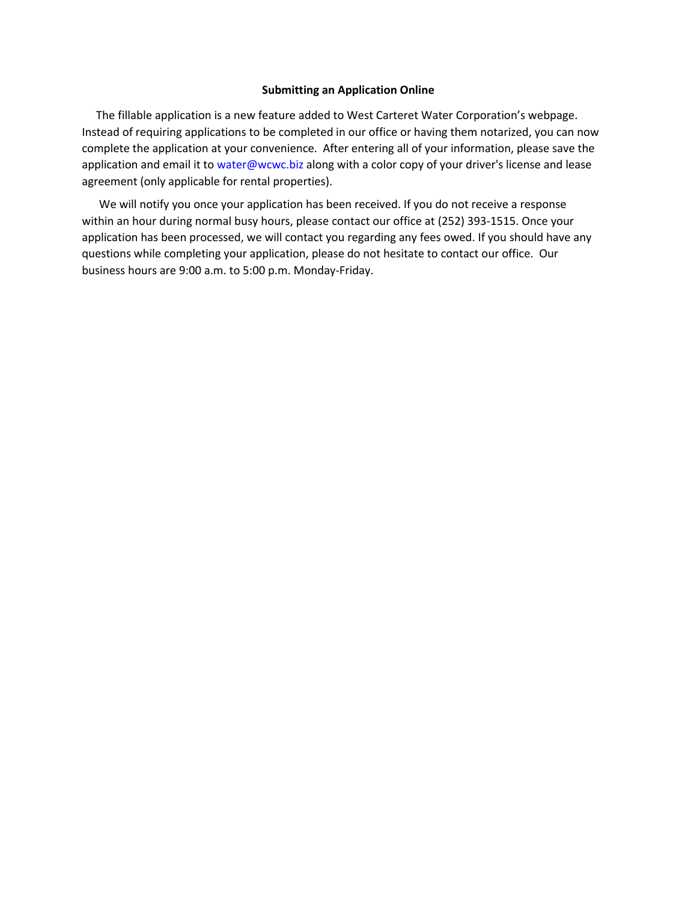**Submitting an Application Online**

The fillable application is a new feature added to West Carteret Water Corporation's webpage. Instead of requiring applications to be completed in our office or having them notarized, you can now complete the application at your convenience. After entering all of your information, please save the application and email it to water@wcwc.biz along with a color copy of your driver's license and lease agreement (only applicable for rental properties).

We will notify you once your application has been received. If you do not receive a response within an hour during normal busy hours, please contact our office at (252) 393-1515. Once your application has been processed, we will contact you regarding any fees owed. If you should have any questions while completing your application, please do not hesitate to contact our office. Our business hours are 9:00 a.m. to 5:00 p.m. Monday-Friday.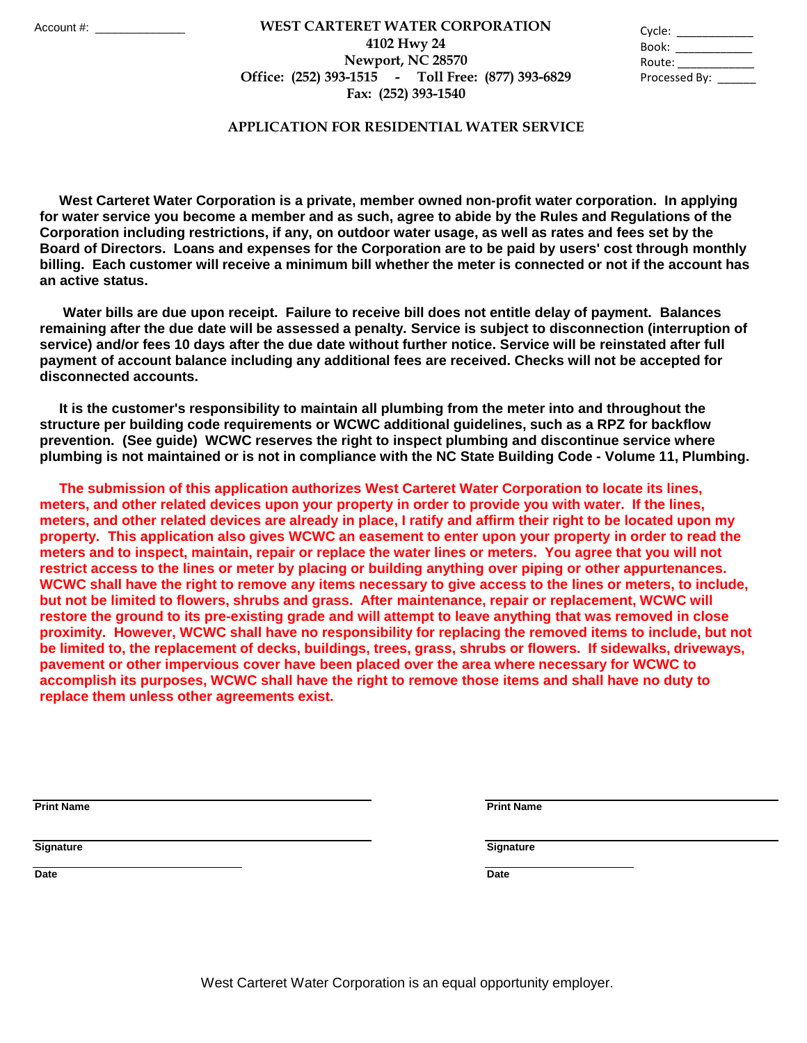Account #: _____________

**WEST CARTERET WATER CORPORATION**
**4102 Hwy 24**
**Newport, NC 28570**
**Office: (252) 393-1515 - Toll Free: (877) 393-6829**
**Fax: (252) 393-1540**

Cycle: ___________
Book: ___________
Route: ___________
Processed By: ______

## APPLICATION FOR RESIDENTIAL WATER SERVICE

**West Carteret Water Corporation is a private, member owned non-profit water corporation. In applying for water service you become a member and as such, agree to abide by the Rules and Regulations of the Corporation including restrictions, if any, on outdoor water usage, as well as rates and fees set by the Board of Directors. Loans and expenses for the Corporation are to be paid by users' cost through monthly billing. Each customer will receive a minimum bill whether the meter is connected or not if the account has an active status.**

**Water bills are due upon receipt. Failure to receive bill does not entitle delay of payment. Balances remaining after the due date will be assessed a penalty. Service is subject to disconnection (interruption of service) and/or fees 10 days after the due date without further notice. Service will be reinstated after full payment of account balance including any additional fees are received. Checks will not be accepted for disconnected accounts.**

**It is the customer's responsibility to maintain all plumbing from the meter into and throughout the structure per building code requirements or WCWC additional guidelines, such as a RPZ for backflow prevention. (See guide) WCWC reserves the right to inspect plumbing and discontinue service where plumbing is not maintained or is not in compliance with the NC State Building Code - Volume 11, Plumbing.**

**The submission of this application authorizes West Carteret Water Corporation to locate its lines, meters, and other related devices upon your property in order to provide you with water. If the lines, meters, and other related devices are already in place, I ratify and affirm their right to be located upon my property. This application also gives WCWC an easement to enter upon your property in order to read the meters and to inspect, maintain, repair or replace the water lines or meters. You agree that you will not restrict access to the lines or meter by placing or building anything over piping or other appurtenances. WCWC shall have the right to remove any items necessary to give access to the lines or meters, to include, but not be limited to flowers, shrubs and grass. After maintenance, repair or replacement, WCWC will restore the ground to its pre-existing grade and will attempt to leave anything that was removed in close proximity. However, WCWC shall have no responsibility for replacing the removed items to include, but not be limited to, the replacement of decks, buildings, trees, grass, shrubs or flowers. If sidewalks, driveways, pavement or other impervious cover have been placed over the area where necessary for WCWC to accomplish its purposes, WCWC shall have the right to remove those items and shall have no duty to replace them unless other agreements exist.**

______________________________
**Print Name**

______________________________
**Signature**

______________________________
**Date**

______________________________
**Print Name**

______________________________
**Signature**

______________________________
**Date**

West Carteret Water Corporation is an equal opportunity employer.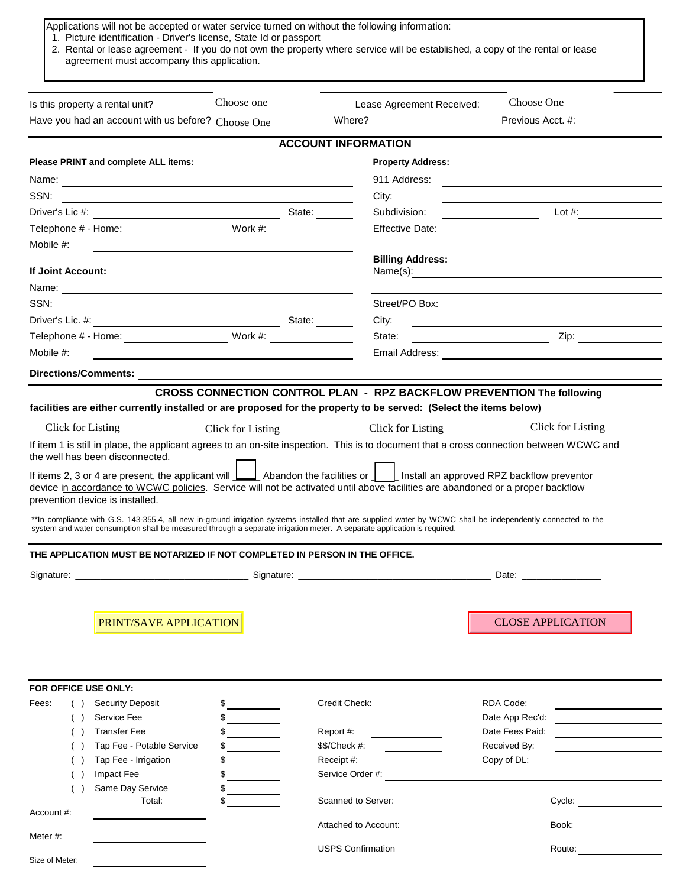Applications will not be accepted or water service turned on without the following information:

1. Picture identification - Driver's license, State Id or passport
2. Rental or lease agreement - If you do not own the property where service will be established, a copy of the rental or lease agreement must accompany this application.

Is this property a rental unit? Choose one | Lease Agreement Received: Choose One

Have you had an account with us before? Choose One | Where? ______ | Previous Acct. #: ______

## ACCOUNT INFORMATION

**Please PRINT and complete ALL items:**

Name: ______

SSN: ______

Driver's Lic #: ______ State: ______

Telephone # - Home: ______ Work #: ______

Mobile #: ______

**If Joint Account:**

Name: ______

SSN: ______

Driver's Lic. #: ______ State: ______

Telephone # - Home: ______ Work #: ______

Mobile #: ______

**Property Address:**

911 Address: ______

City: ______

Subdivision: ______ Lot #: ______

Effective Date: ______

**Billing Address:**

Name(s): ______

Street/PO Box: ______

City: ______

State: ______ Zip: ______

Email Address: ______

**Directions/Comments:** ______

## CROSS CONNECTION CONTROL PLAN - RPZ BACKFLOW PREVENTION

**The following facilities are either currently installed or are proposed for the property to be served: (Select the items below)**

Click for Listing | Click for Listing | Click for Listing | Click for Listing

If item 1 is still in place, the applicant agrees to an on-site inspection. This is to document that a cross connection between WCWC and the well has been disconnected.

If items 2, 3 or 4 are present, the applicant will ☐ Abandon the facilities or ☐ Install an approved RPZ backflow preventor device in accordance to WCWC policies. Service will not be activated until above facilities are abandoned or a proper backflow prevention device is installed.

**In compliance with G.S. 143-355.4, all new in-ground irrigation systems installed that are supplied water by WCWC shall be independently connected to the system and water consumption shall be measured through a separate irrigation meter. A separate application is required.

**THE APPLICATION MUST BE NOTARIZED IF NOT COMPLETED IN PERSON IN THE OFFICE.**

Signature: ______ Signature: ______ Date: ______

PRINT/SAVE APPLICATION | CLOSE APPLICATION

**FOR OFFICE USE ONLY:**

| Fees: | | |
|---|---|---|
| ( ) | Security Deposit | $ |
| ( ) | Service Fee | $ |
| ( ) | Transfer Fee | $ |
| ( ) | Tap Fee - Potable Service | $ |
| ( ) | Tap Fee - Irrigation | $ |
| ( ) | Impact Fee | $ |
| ( ) | Same Day Service | $ |
| | Total: | $ |

Account #: ______

Meter #: ______

Size of Meter: ______

Credit Check:

Report #: ______

$$/Check #: ______

Receipt #: ______

Service Order #: ______

Scanned to Server:

Attached to Account:

USPS Confirmation

RDA Code: ______

Date App Rec'd: ______

Date Fees Paid: ______

Received By: ______

Copy of DL:

Cycle: ______

Book: ______

Route: ______